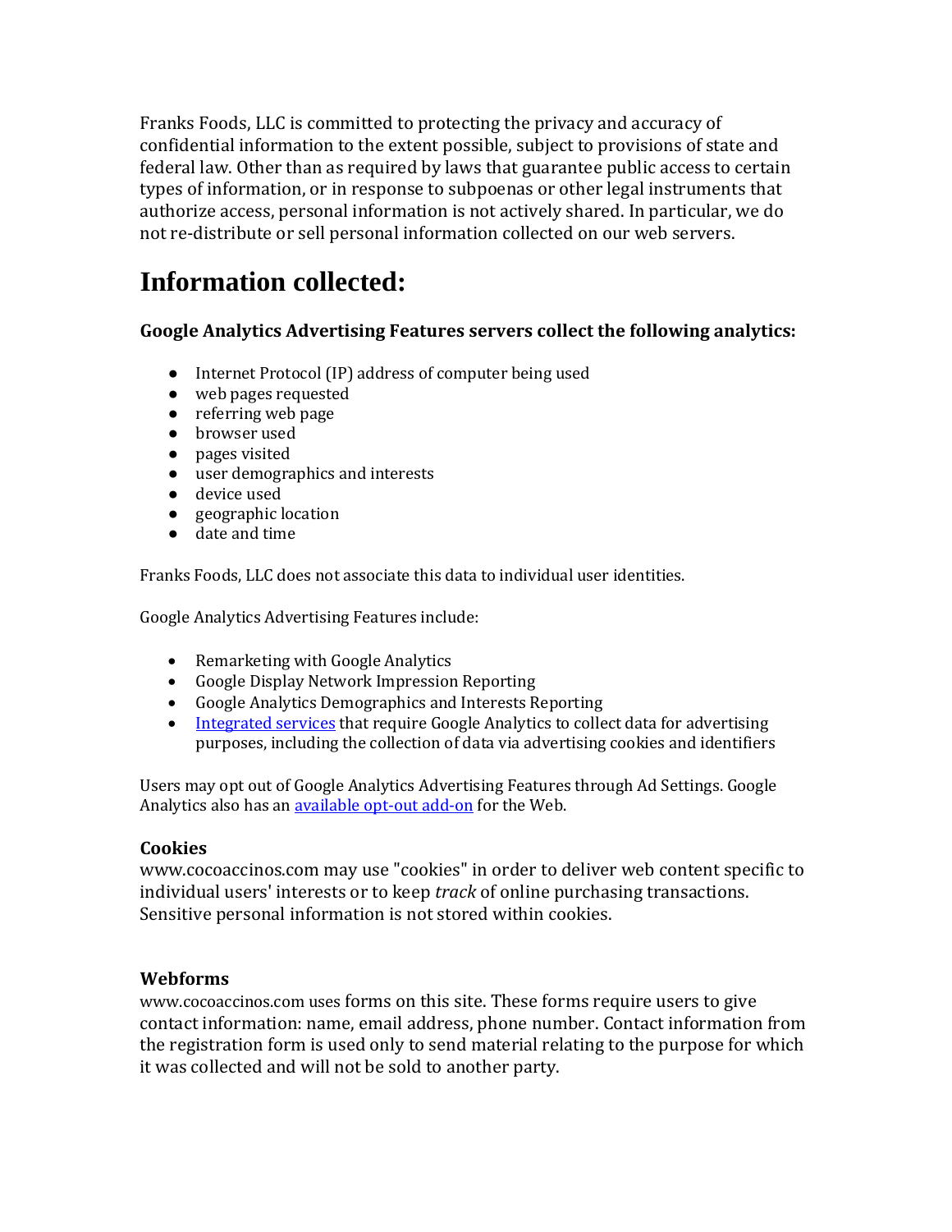Franks Foods, LLC is committed to protecting the privacy and accuracy of confidential information to the extent possible, subject to provisions of state and federal law. Other than as required by laws that guarantee public access to certain types of information, or in response to subpoenas or other legal instruments that authorize access, personal information is not actively shared. In particular, we do not re-distribute or sell personal information collected on our web servers.

# Information collected:

### Google Analytics Advertising Features servers collect the following analytics:

- Internet Protocol (IP) address of computer being used
- web pages requested
- referring web page
- browser used
- pages visited
- user demographics and interests
- device used
- geographic location
- date and time

Franks Foods, LLC does not associate this data to individual user identities.

Google Analytics Advertising Features include:

- Remarketing with Google Analytics
- Google Display Network Impression Reporting
- Google Analytics Demographics and Interests Reporting
- Integrated services that require Google Analytics to collect data for advertising purposes, including the collection of data via advertising cookies and identifiers

Users may opt out of Google Analytics Advertising Features through Ad Settings. Google Analytics also has an available opt-out add-on for the Web.

### Cookies

www.cocoaccinos.com may use "cookies" in order to deliver web content specific to individual users' interests or to keep *track* of online purchasing transactions. Sensitive personal information is not stored within cookies.

### Webforms

www.cocoaccinos.com uses forms on this site. These forms require users to give contact information: name, email address, phone number. Contact information from the registration form is used only to send material relating to the purpose for which it was collected and will not be sold to another party.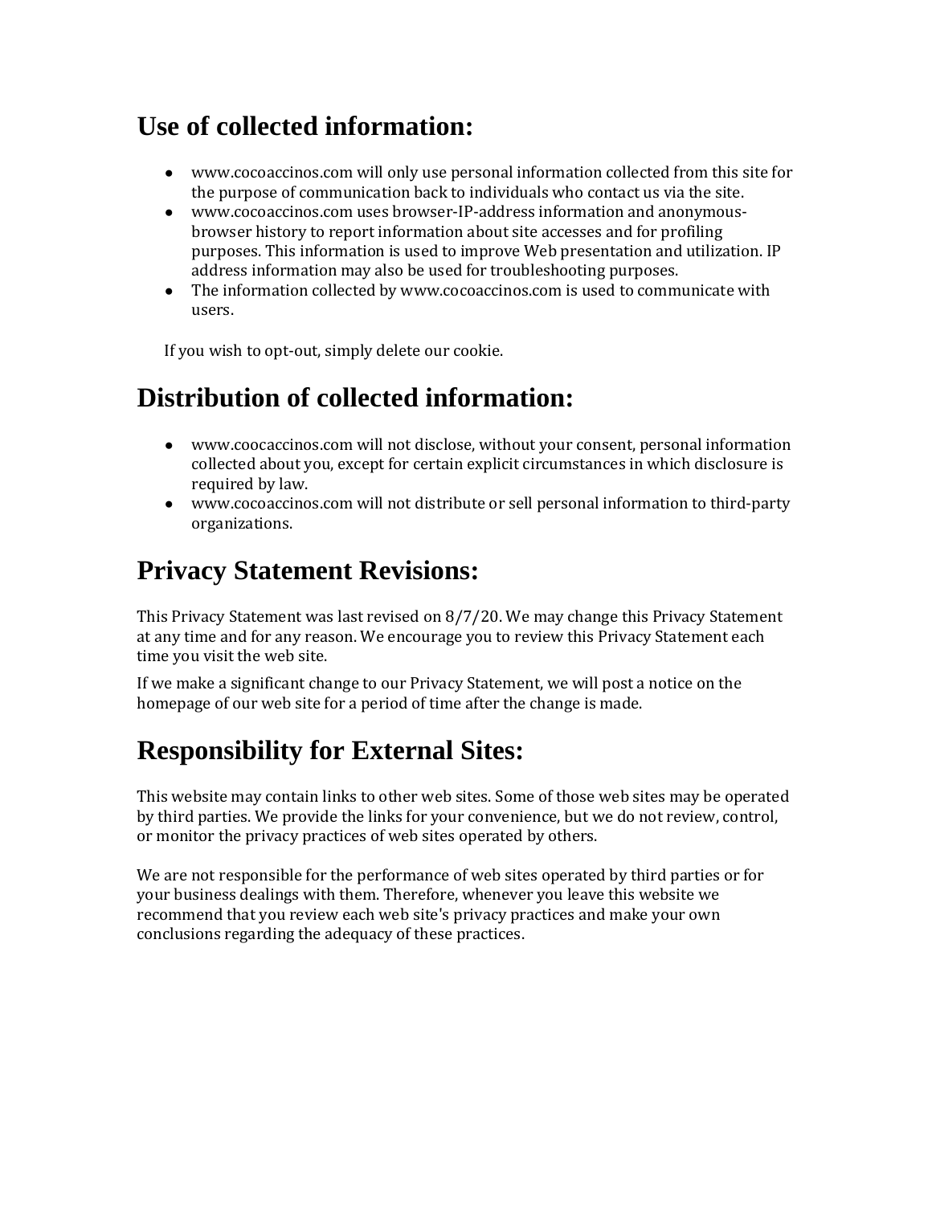## Use of collected information:

- www.cocoaccinos.com will only use personal information collected from this site for the purpose of communication back to individuals who contact us via the site.
- www.cocoaccinos.com uses browser-IP-address information and anonymous-browser history to report information about site accesses and for profiling purposes. This information is used to improve Web presentation and utilization. IP address information may also be used for troubleshooting purposes.
- The information collected by www.cocoaccinos.com is used to communicate with users.

If you wish to opt-out, simply delete our cookie.

## Distribution of collected information:

- www.coocaccinos.com will not disclose, without your consent, personal information collected about you, except for certain explicit circumstances in which disclosure is required by law.
- www.cocoaccinos.com will not distribute or sell personal information to third-party organizations.

## Privacy Statement Revisions:

This Privacy Statement was last revised on 8/7/20. We may change this Privacy Statement at any time and for any reason. We encourage you to review this Privacy Statement each time you visit the web site.

If we make a significant change to our Privacy Statement, we will post a notice on the homepage of our web site for a period of time after the change is made.

## Responsibility for External Sites:

This website may contain links to other web sites. Some of those web sites may be operated by third parties. We provide the links for your convenience, but we do not review, control, or monitor the privacy practices of web sites operated by others.

We are not responsible for the performance of web sites operated by third parties or for your business dealings with them. Therefore, whenever you leave this website we recommend that you review each web site's privacy practices and make your own conclusions regarding the adequacy of these practices.